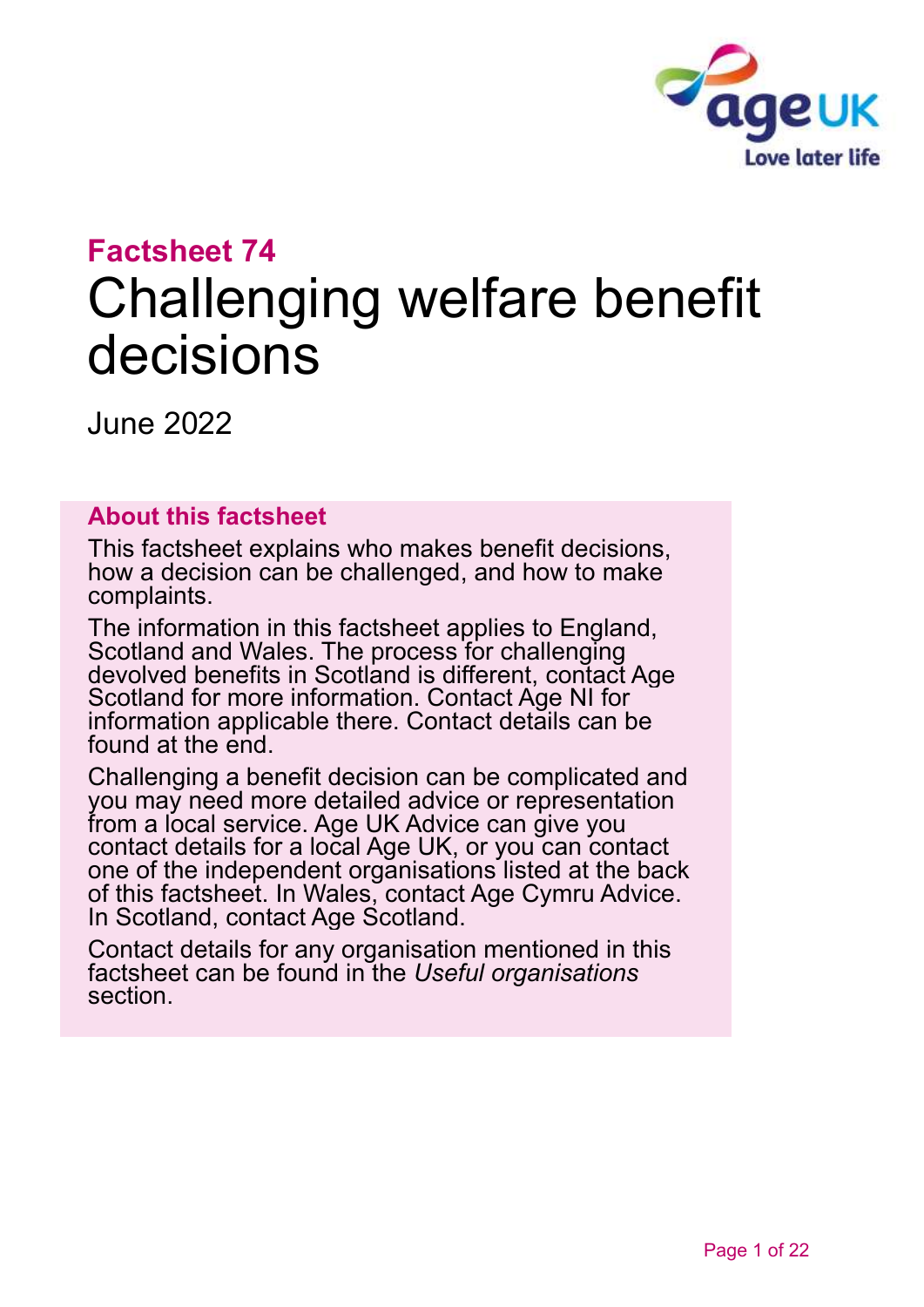**Factsheet 74**

# Challenging welfare benefit decisions

June 2022

## About this factsheet

This factsheet explains who makes benefit decisions, how a decision can be challenged, and how to make complaints.

The information in this factsheet applies to England, Scotland and Wales. The process for challenging devolved benefits in Scotland is different, contact Age Scotland for more information. Contact Age NI for information applicable there. Contact details can be found at the end.

Challenging a benefit decision can be complicated and you may need more detailed advice or representation from a local service. Age UK Advice can give you contact details for a local Age UK, or you can contact one of the independent organisations listed at the back of this factsheet. In Wales, contact Age Cymru Advice. In Scotland, contact Age Scotland.

Contact details for any organisation mentioned in this factsheet can be found in the *Useful organisations* section.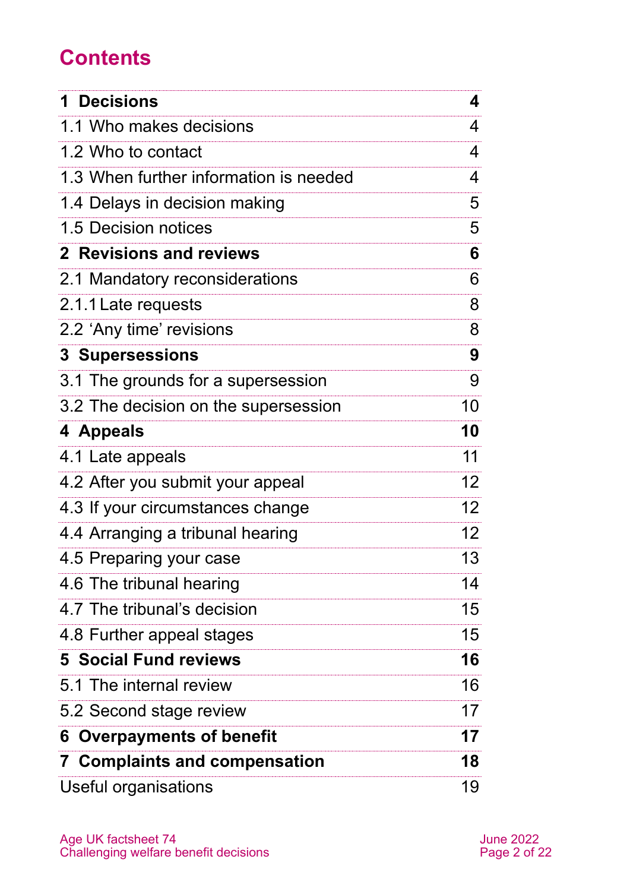# Contents

| | |
|---|---|
| **1 Decisions** | **4** |
| 1.1 Who makes decisions | 4 |
| 1.2 Who to contact | 4 |
| 1.3 When further information is needed | 4 |
| 1.4 Delays in decision making | 5 |
| 1.5 Decision notices | 5 |
| **2 Revisions and reviews** | **6** |
| 2.1 Mandatory reconsiderations | 6 |
| 2.1.1 Late requests | 8 |
| 2.2 'Any time' revisions | 8 |
| **3 Supersessions** | **9** |
| 3.1 The grounds for a supersession | 9 |
| 3.2 The decision on the supersession | 10 |
| **4 Appeals** | **10** |
| 4.1 Late appeals | 11 |
| 4.2 After you submit your appeal | 12 |
| 4.3 If your circumstances change | 12 |
| 4.4 Arranging a tribunal hearing | 12 |
| 4.5 Preparing your case | 13 |
| 4.6 The tribunal hearing | 14 |
| 4.7 The tribunal's decision | 15 |
| 4.8 Further appeal stages | 15 |
| **5 Social Fund reviews** | **16** |
| 5.1 The internal review | 16 |
| 5.2 Second stage review | 17 |
| **6 Overpayments of benefit** | **17** |
| **7 Complaints and compensation** | **18** |
| Useful organisations | 19 |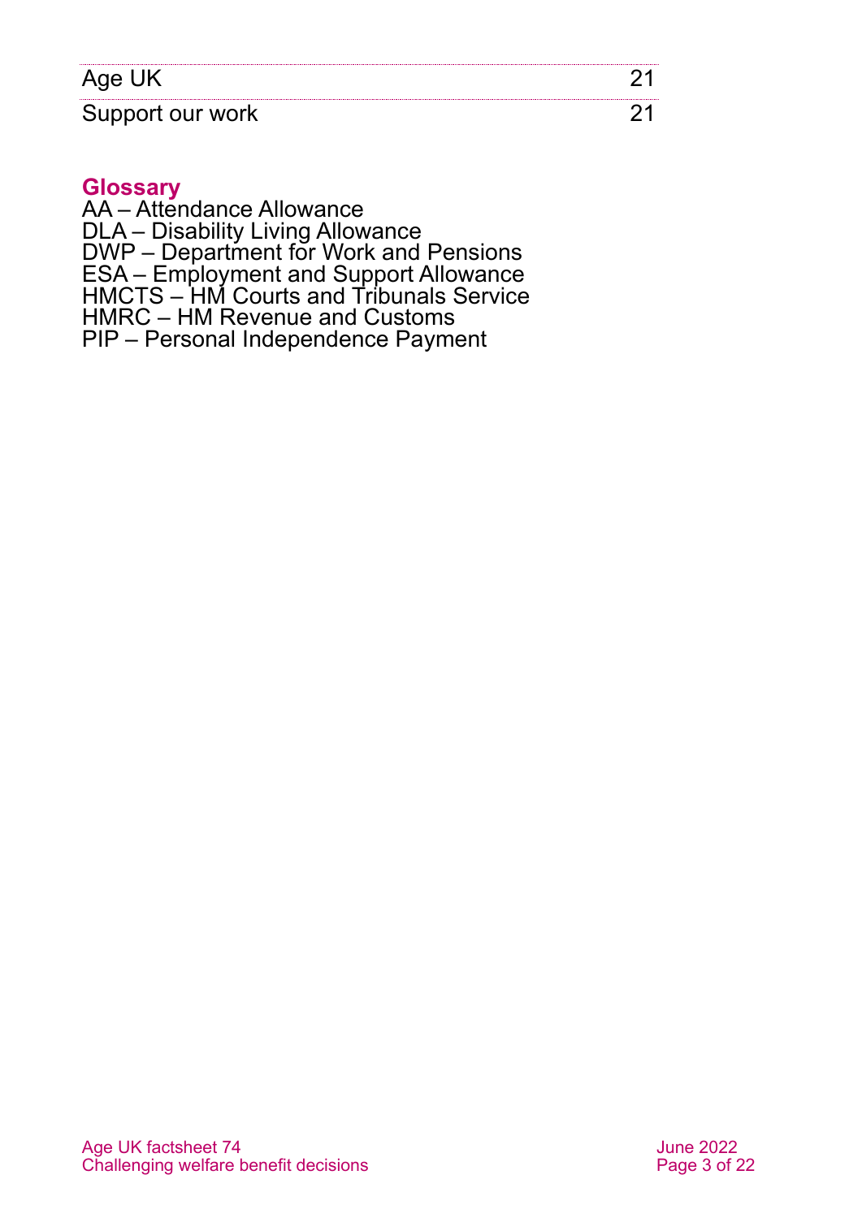| | |
|---|---|
| Age UK | 21 |
| Support our work | 21 |

## Glossary

AA – Attendance Allowance
DLA – Disability Living Allowance
DWP – Department for Work and Pensions
ESA – Employment and Support Allowance
HMCTS – HM Courts and Tribunals Service
HMRC – HM Revenue and Customs
PIP – Personal Independence Payment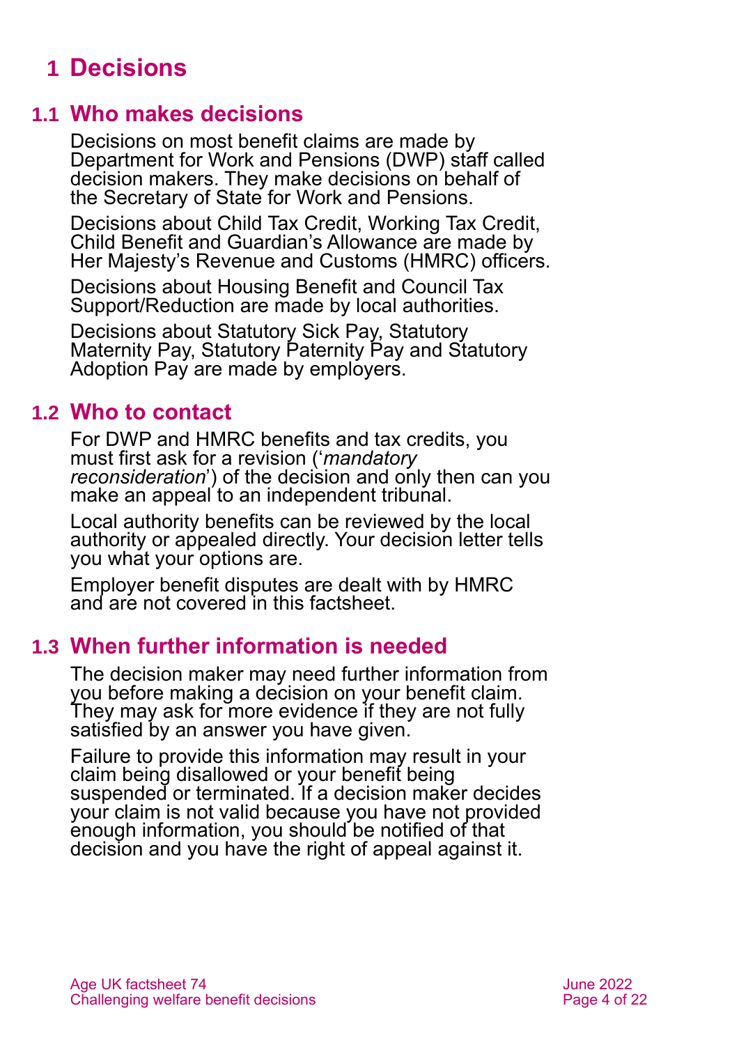# 1 Decisions

## 1.1 Who makes decisions

Decisions on most benefit claims are made by Department for Work and Pensions (DWP) staff called decision makers. They make decisions on behalf of the Secretary of State for Work and Pensions.

Decisions about Child Tax Credit, Working Tax Credit, Child Benefit and Guardian's Allowance are made by Her Majesty's Revenue and Customs (HMRC) officers.

Decisions about Housing Benefit and Council Tax Support/Reduction are made by local authorities.

Decisions about Statutory Sick Pay, Statutory Maternity Pay, Statutory Paternity Pay and Statutory Adoption Pay are made by employers.

## 1.2 Who to contact

For DWP and HMRC benefits and tax credits, you must first ask for a revision ('*mandatory reconsideration*') of the decision and only then can you make an appeal to an independent tribunal.

Local authority benefits can be reviewed by the local authority or appealed directly. Your decision letter tells you what your options are.

Employer benefit disputes are dealt with by HMRC and are not covered in this factsheet.

## 1.3 When further information is needed

The decision maker may need further information from you before making a decision on your benefit claim. They may ask for more evidence if they are not fully satisfied by an answer you have given.

Failure to provide this information may result in your claim being disallowed or your benefit being suspended or terminated. If a decision maker decides your claim is not valid because you have not provided enough information, you should be notified of that decision and you have the right of appeal against it.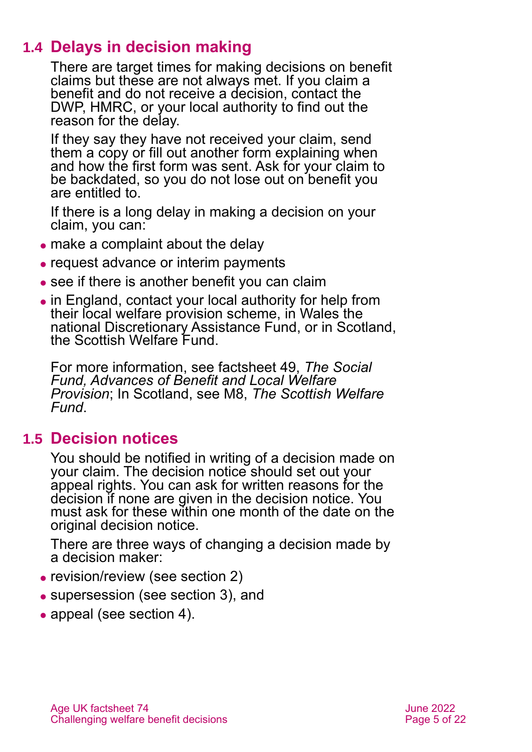## 1.4 Delays in decision making

There are target times for making decisions on benefit claims but these are not always met. If you claim a benefit and do not receive a decision, contact the DWP, HMRC, or your local authority to find out the reason for the delay.

If they say they have not received your claim, send them a copy or fill out another form explaining when and how the first form was sent. Ask for your claim to be backdated, so you do not lose out on benefit you are entitled to.

If there is a long delay in making a decision on your claim, you can:

- make a complaint about the delay
- request advance or interim payments
- see if there is another benefit you can claim
- in England, contact your local authority for help from their local welfare provision scheme, in Wales the national Discretionary Assistance Fund, or in Scotland, the Scottish Welfare Fund.

For more information, see factsheet 49, *The Social Fund, Advances of Benefit and Local Welfare Provision*; In Scotland, see M8, *The Scottish Welfare Fund*.

## 1.5 Decision notices

You should be notified in writing of a decision made on your claim. The decision notice should set out your appeal rights. You can ask for written reasons for the decision if none are given in the decision notice. You must ask for these within one month of the date on the original decision notice.

There are three ways of changing a decision made by a decision maker:

- revision/review (see section 2)
- supersession (see section 3), and
- appeal (see section 4).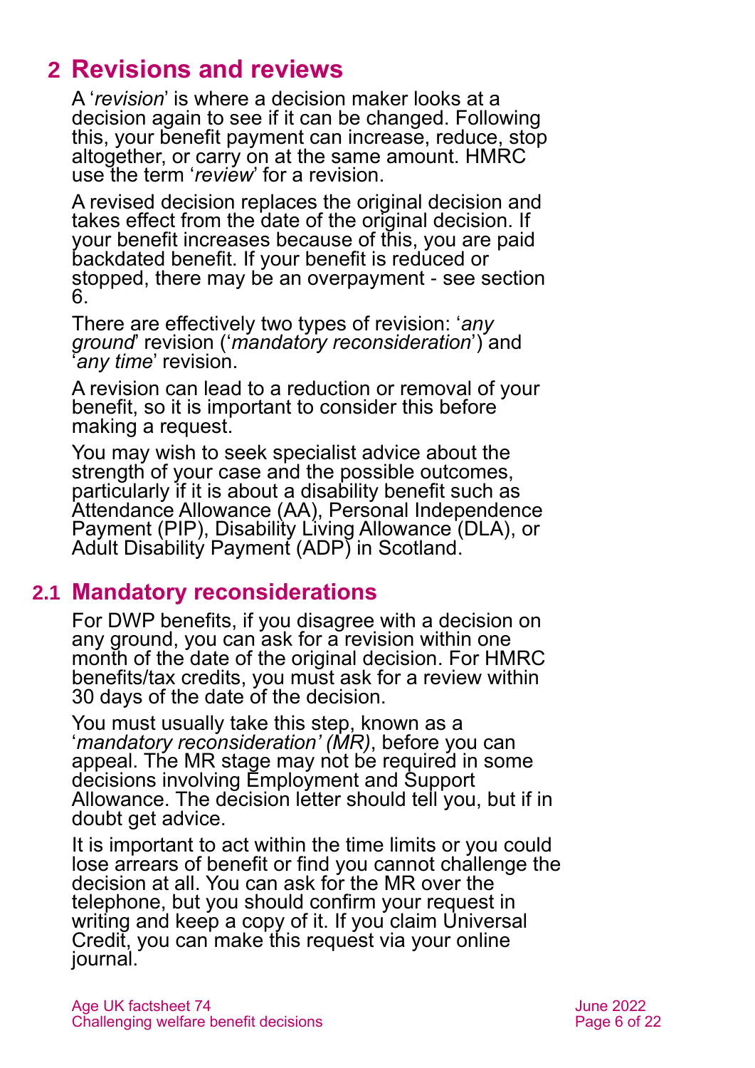## 2 Revisions and reviews

A '*revision*' is where a decision maker looks at a decision again to see if it can be changed. Following this, your benefit payment can increase, reduce, stop altogether, or carry on at the same amount. HMRC use the term '*review*' for a revision.

A revised decision replaces the original decision and takes effect from the date of the original decision. If your benefit increases because of this, you are paid backdated benefit. If your benefit is reduced or stopped, there may be an overpayment - see section 6.

There are effectively two types of revision: '*any ground*' revision ('*mandatory reconsideration*') and '*any time*' revision.

A revision can lead to a reduction or removal of your benefit, so it is important to consider this before making a request.

You may wish to seek specialist advice about the strength of your case and the possible outcomes, particularly if it is about a disability benefit such as Attendance Allowance (AA), Personal Independence Payment (PIP), Disability Living Allowance (DLA), or Adult Disability Payment (ADP) in Scotland.

### 2.1 Mandatory reconsiderations

For DWP benefits, if you disagree with a decision on any ground, you can ask for a revision within one month of the date of the original decision. For HMRC benefits/tax credits, you must ask for a review within 30 days of the date of the decision.

You must usually take this step, known as a '*mandatory reconsideration' (MR)*, before you can appeal. The MR stage may not be required in some decisions involving Employment and Support Allowance. The decision letter should tell you, but if in doubt get advice.

It is important to act within the time limits or you could lose arrears of benefit or find you cannot challenge the decision at all. You can ask for the MR over the telephone, but you should confirm your request in writing and keep a copy of it. If you claim Universal Credit, you can make this request via your online journal.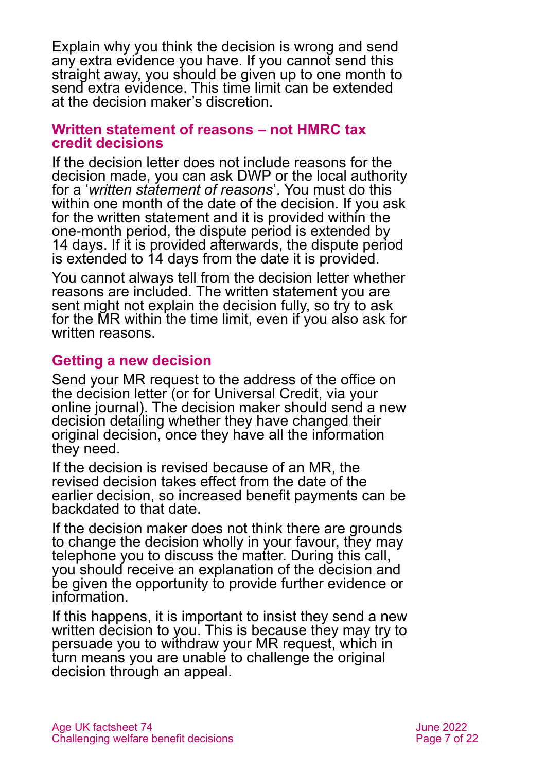Explain why you think the decision is wrong and send any extra evidence you have. If you cannot send this straight away, you should be given up to one month to send extra evidence. This time limit can be extended at the decision maker's discretion.

### Written statement of reasons – not HMRC tax credit decisions

If the decision letter does not include reasons for the decision made, you can ask DWP or the local authority for a '*written statement of reasons*'. You must do this within one month of the date of the decision. If you ask for the written statement and it is provided within the one-month period, the dispute period is extended by 14 days. If it is provided afterwards, the dispute period is extended to 14 days from the date it is provided.

You cannot always tell from the decision letter whether reasons are included. The written statement you are sent might not explain the decision fully, so try to ask for the MR within the time limit, even if you also ask for written reasons.

## Getting a new decision

Send your MR request to the address of the office on the decision letter (or for Universal Credit, via your online journal). The decision maker should send a new decision detailing whether they have changed their original decision, once they have all the information they need.

If the decision is revised because of an MR, the revised decision takes effect from the date of the earlier decision, so increased benefit payments can be backdated to that date.

If the decision maker does not think there are grounds to change the decision wholly in your favour, they may telephone you to discuss the matter. During this call, you should receive an explanation of the decision and be given the opportunity to provide further evidence or information.

If this happens, it is important to insist they send a new written decision to you. This is because they may try to persuade you to withdraw your MR request, which in turn means you are unable to challenge the original decision through an appeal.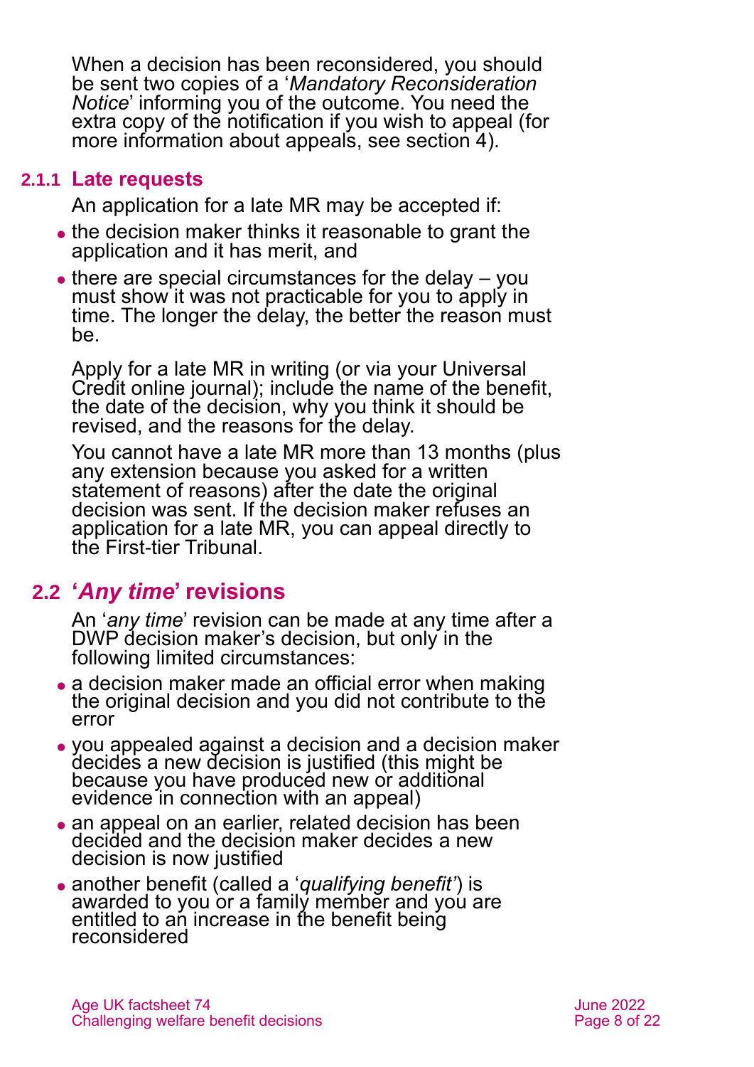When a decision has been reconsidered, you should be sent two copies of a '*Mandatory Reconsideration Notice*' informing you of the outcome. You need the extra copy of the notification if you wish to appeal (for more information about appeals, see section 4).

### 2.1.1 Late requests

An application for a late MR may be accepted if:

- the decision maker thinks it reasonable to grant the application and it has merit, and
- there are special circumstances for the delay – you must show it was not practicable for you to apply in time. The longer the delay, the better the reason must be.

Apply for a late MR in writing (or via your Universal Credit online journal); include the name of the benefit, the date of the decision, why you think it should be revised, and the reasons for the delay.

You cannot have a late MR more than 13 months (plus any extension because you asked for a written statement of reasons) after the date the original decision was sent. If the decision maker refuses an application for a late MR, you can appeal directly to the First-tier Tribunal.

## 2.2 '*Any time*' revisions

An '*any time*' revision can be made at any time after a DWP decision maker's decision, but only in the following limited circumstances:

- a decision maker made an official error when making the original decision and you did not contribute to the error
- you appealed against a decision and a decision maker decides a new decision is justified (this might be because you have produced new or additional evidence in connection with an appeal)
- an appeal on an earlier, related decision has been decided and the decision maker decides a new decision is now justified
- another benefit (called a '*qualifying benefit*') is awarded to you or a family member and you are entitled to an increase in the benefit being reconsidered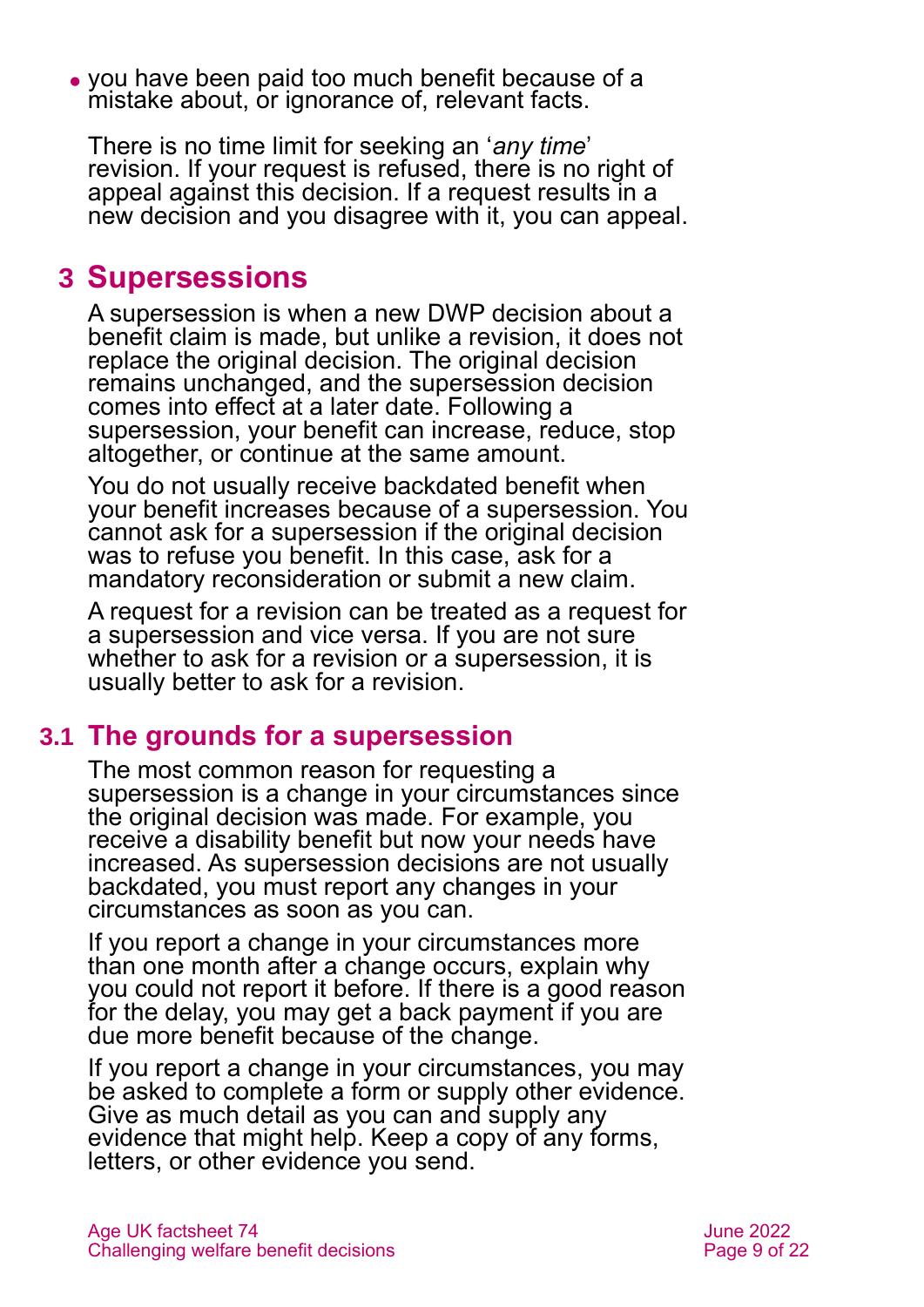- you have been paid too much benefit because of a mistake about, or ignorance of, relevant facts.

There is no time limit for seeking an '*any time*' revision. If your request is refused, there is no right of appeal against this decision. If a request results in a new decision and you disagree with it, you can appeal.

## 3 Supersessions

A supersession is when a new DWP decision about a benefit claim is made, but unlike a revision, it does not replace the original decision. The original decision remains unchanged, and the supersession decision comes into effect at a later date. Following a supersession, your benefit can increase, reduce, stop altogether, or continue at the same amount.

You do not usually receive backdated benefit when your benefit increases because of a supersession. You cannot ask for a supersession if the original decision was to refuse you benefit. In this case, ask for a mandatory reconsideration or submit a new claim.

A request for a revision can be treated as a request for a supersession and vice versa. If you are not sure whether to ask for a revision or a supersession, it is usually better to ask for a revision.

### 3.1 The grounds for a supersession

The most common reason for requesting a supersession is a change in your circumstances since the original decision was made. For example, you receive a disability benefit but now your needs have increased. As supersession decisions are not usually backdated, you must report any changes in your circumstances as soon as you can.

If you report a change in your circumstances more than one month after a change occurs, explain why you could not report it before. If there is a good reason for the delay, you may get a back payment if you are due more benefit because of the change.

If you report a change in your circumstances, you may be asked to complete a form or supply other evidence. Give as much detail as you can and supply any evidence that might help. Keep a copy of any forms, letters, or other evidence you send.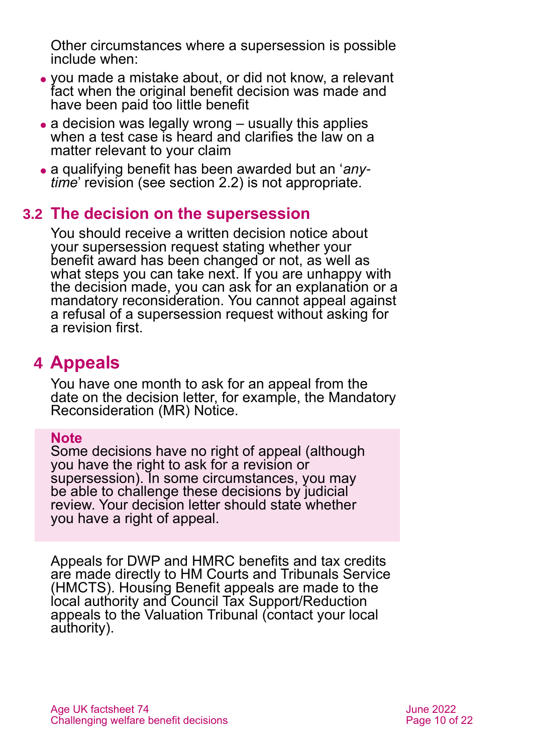Other circumstances where a supersession is possible include when:

- you made a mistake about, or did not know, a relevant fact when the original benefit decision was made and have been paid too little benefit
- a decision was legally wrong – usually this applies when a test case is heard and clarifies the law on a matter relevant to your claim
- a qualifying benefit has been awarded but an '*any-time*' revision (see section 2.2) is not appropriate.

## 3.2 The decision on the supersession

You should receive a written decision notice about your supersession request stating whether your benefit award has been changed or not, as well as what steps you can take next. If you are unhappy with the decision made, you can ask for an explanation or a mandatory reconsideration. You cannot appeal against a refusal of a supersession request without asking for a revision first.

# 4 Appeals

You have one month to ask for an appeal from the date on the decision letter, for example, the Mandatory Reconsideration (MR) Notice.

**Note**
Some decisions have no right of appeal (although you have the right to ask for a revision or supersession). In some circumstances, you may be able to challenge these decisions by judicial review. Your decision letter should state whether you have a right of appeal.

Appeals for DWP and HMRC benefits and tax credits are made directly to HM Courts and Tribunals Service (HMCTS). Housing Benefit appeals are made to the local authority and Council Tax Support/Reduction appeals to the Valuation Tribunal (contact your local authority).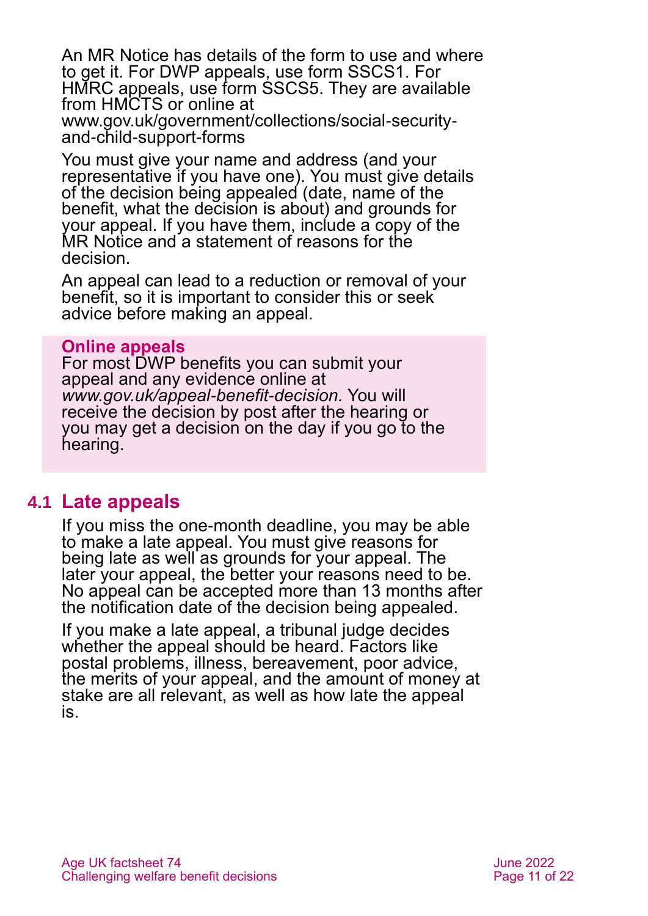An MR Notice has details of the form to use and where to get it. For DWP appeals, use form SSCS1. For HMRC appeals, use form SSCS5. They are available from HMCTS or online at www.gov.uk/government/collections/social-security-and-child-support-forms

You must give your name and address (and your representative if you have one). You must give details of the decision being appealed (date, name of the benefit, what the decision is about) and grounds for your appeal. If you have them, include a copy of the MR Notice and a statement of reasons for the decision.

An appeal can lead to a reduction or removal of your benefit, so it is important to consider this or seek advice before making an appeal.

**Online appeals**

For most DWP benefits you can submit your appeal and any evidence online at *www.gov.uk/appeal-benefit-decision.* You will receive the decision by post after the hearing or you may get a decision on the day if you go to the hearing.

## 4.1 Late appeals

If you miss the one-month deadline, you may be able to make a late appeal. You must give reasons for being late as well as grounds for your appeal. The later your appeal, the better your reasons need to be. No appeal can be accepted more than 13 months after the notification date of the decision being appealed.

If you make a late appeal, a tribunal judge decides whether the appeal should be heard. Factors like postal problems, illness, bereavement, poor advice, the merits of your appeal, and the amount of money at stake are all relevant, as well as how late the appeal is.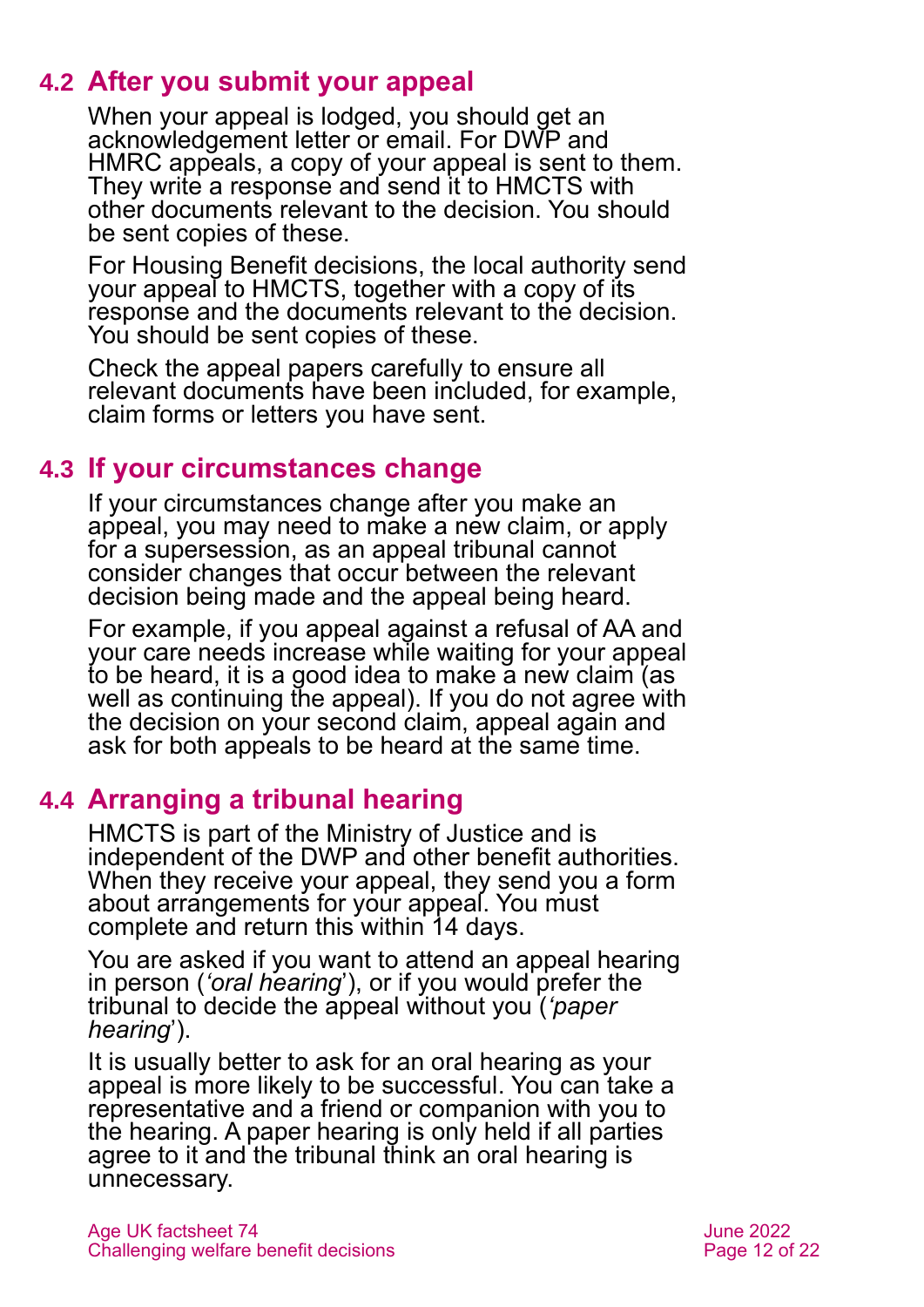## 4.2 After you submit your appeal

When your appeal is lodged, you should get an acknowledgement letter or email. For DWP and HMRC appeals, a copy of your appeal is sent to them. They write a response and send it to HMCTS with other documents relevant to the decision. You should be sent copies of these.

For Housing Benefit decisions, the local authority send your appeal to HMCTS, together with a copy of its response and the documents relevant to the decision. You should be sent copies of these.

Check the appeal papers carefully to ensure all relevant documents have been included, for example, claim forms or letters you have sent.

## 4.3 If your circumstances change

If your circumstances change after you make an appeal, you may need to make a new claim, or apply for a supersession, as an appeal tribunal cannot consider changes that occur between the relevant decision being made and the appeal being heard.

For example, if you appeal against a refusal of AA and your care needs increase while waiting for your appeal to be heard, it is a good idea to make a new claim (as well as continuing the appeal). If you do not agree with the decision on your second claim, appeal again and ask for both appeals to be heard at the same time.

## 4.4 Arranging a tribunal hearing

HMCTS is part of the Ministry of Justice and is independent of the DWP and other benefit authorities. When they receive your appeal, they send you a form about arrangements for your appeal. You must complete and return this within 14 days.

You are asked if you want to attend an appeal hearing in person (*'oral hearing*'), or if you would prefer the tribunal to decide the appeal without you (*'paper hearing*').

It is usually better to ask for an oral hearing as your appeal is more likely to be successful. You can take a representative and a friend or companion with you to the hearing. A paper hearing is only held if all parties agree to it and the tribunal think an oral hearing is unnecessary.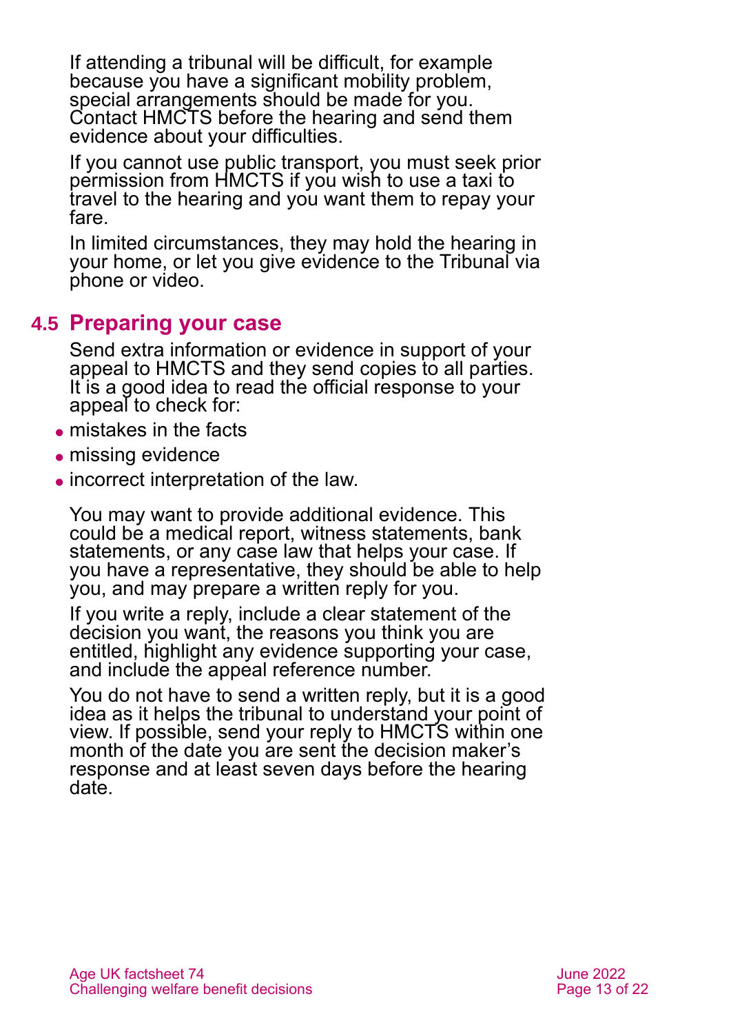If attending a tribunal will be difficult, for example because you have a significant mobility problem, special arrangements should be made for you. Contact HMCTS before the hearing and send them evidence about your difficulties.

If you cannot use public transport, you must seek prior permission from HMCTS if you wish to use a taxi to travel to the hearing and you want them to repay your fare.

In limited circumstances, they may hold the hearing in your home, or let you give evidence to the Tribunal via phone or video.

## 4.5 Preparing your case

Send extra information or evidence in support of your appeal to HMCTS and they send copies to all parties. It is a good idea to read the official response to your appeal to check for:

- mistakes in the facts
- missing evidence
- incorrect interpretation of the law.

You may want to provide additional evidence. This could be a medical report, witness statements, bank statements, or any case law that helps your case. If you have a representative, they should be able to help you, and may prepare a written reply for you.

If you write a reply, include a clear statement of the decision you want, the reasons you think you are entitled, highlight any evidence supporting your case, and include the appeal reference number.

You do not have to send a written reply, but it is a good idea as it helps the tribunal to understand your point of view. If possible, send your reply to HMCTS within one month of the date you are sent the decision maker's response and at least seven days before the hearing date.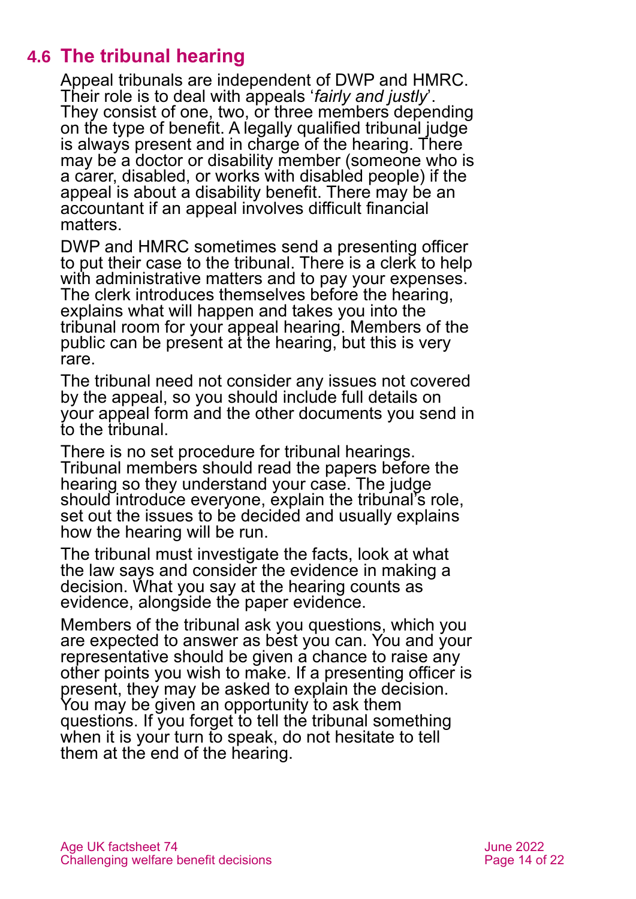## 4.6 The tribunal hearing

Appeal tribunals are independent of DWP and HMRC. Their role is to deal with appeals '*fairly and justly*'. They consist of one, two, or three members depending on the type of benefit. A legally qualified tribunal judge is always present and in charge of the hearing. There may be a doctor or disability member (someone who is a carer, disabled, or works with disabled people) if the appeal is about a disability benefit. There may be an accountant if an appeal involves difficult financial matters.

DWP and HMRC sometimes send a presenting officer to put their case to the tribunal. There is a clerk to help with administrative matters and to pay your expenses. The clerk introduces themselves before the hearing, explains what will happen and takes you into the tribunal room for your appeal hearing. Members of the public can be present at the hearing, but this is very rare.

The tribunal need not consider any issues not covered by the appeal, so you should include full details on your appeal form and the other documents you send in to the tribunal.

There is no set procedure for tribunal hearings. Tribunal members should read the papers before the hearing so they understand your case. The judge should introduce everyone, explain the tribunal's role, set out the issues to be decided and usually explains how the hearing will be run.

The tribunal must investigate the facts, look at what the law says and consider the evidence in making a decision. What you say at the hearing counts as evidence, alongside the paper evidence.

Members of the tribunal ask you questions, which you are expected to answer as best you can. You and your representative should be given a chance to raise any other points you wish to make. If a presenting officer is present, they may be asked to explain the decision. You may be given an opportunity to ask them questions. If you forget to tell the tribunal something when it is your turn to speak, do not hesitate to tell them at the end of the hearing.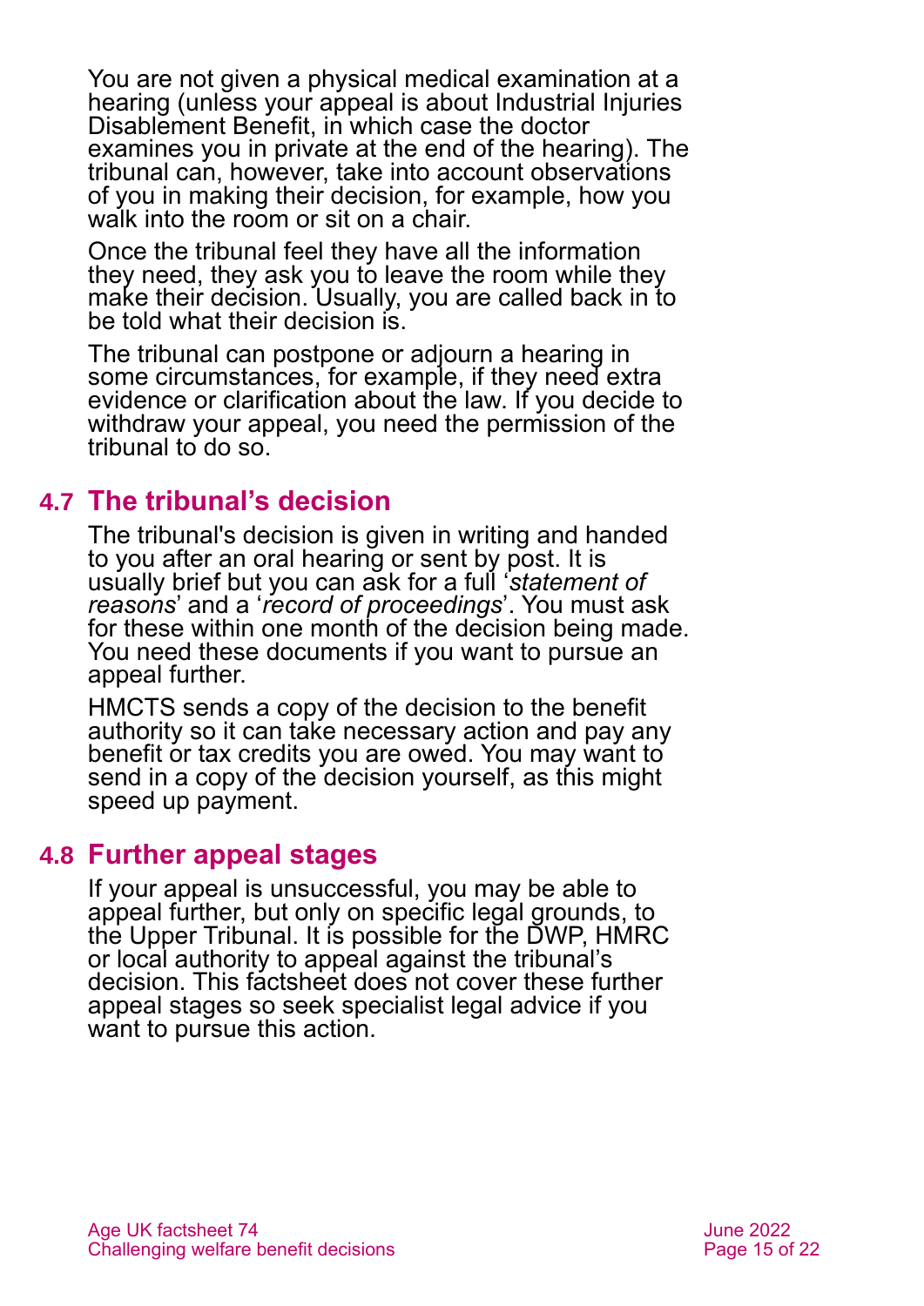You are not given a physical medical examination at a hearing (unless your appeal is about Industrial Injuries Disablement Benefit, in which case the doctor examines you in private at the end of the hearing). The tribunal can, however, take into account observations of you in making their decision, for example, how you walk into the room or sit on a chair.

Once the tribunal feel they have all the information they need, they ask you to leave the room while they make their decision. Usually, you are called back in to be told what their decision is.

The tribunal can postpone or adjourn a hearing in some circumstances, for example, if they need extra evidence or clarification about the law. If you decide to withdraw your appeal, you need the permission of the tribunal to do so.

## 4.7 The tribunal's decision

The tribunal's decision is given in writing and handed to you after an oral hearing or sent by post. It is usually brief but you can ask for a full '*statement of reasons*' and a '*record of proceedings*'. You must ask for these within one month of the decision being made. You need these documents if you want to pursue an appeal further.

HMCTS sends a copy of the decision to the benefit authority so it can take necessary action and pay any benefit or tax credits you are owed. You may want to send in a copy of the decision yourself, as this might speed up payment.

## 4.8 Further appeal stages

If your appeal is unsuccessful, you may be able to appeal further, but only on specific legal grounds, to the Upper Tribunal. It is possible for the DWP, HMRC or local authority to appeal against the tribunal's decision. This factsheet does not cover these further appeal stages so seek specialist legal advice if you want to pursue this action.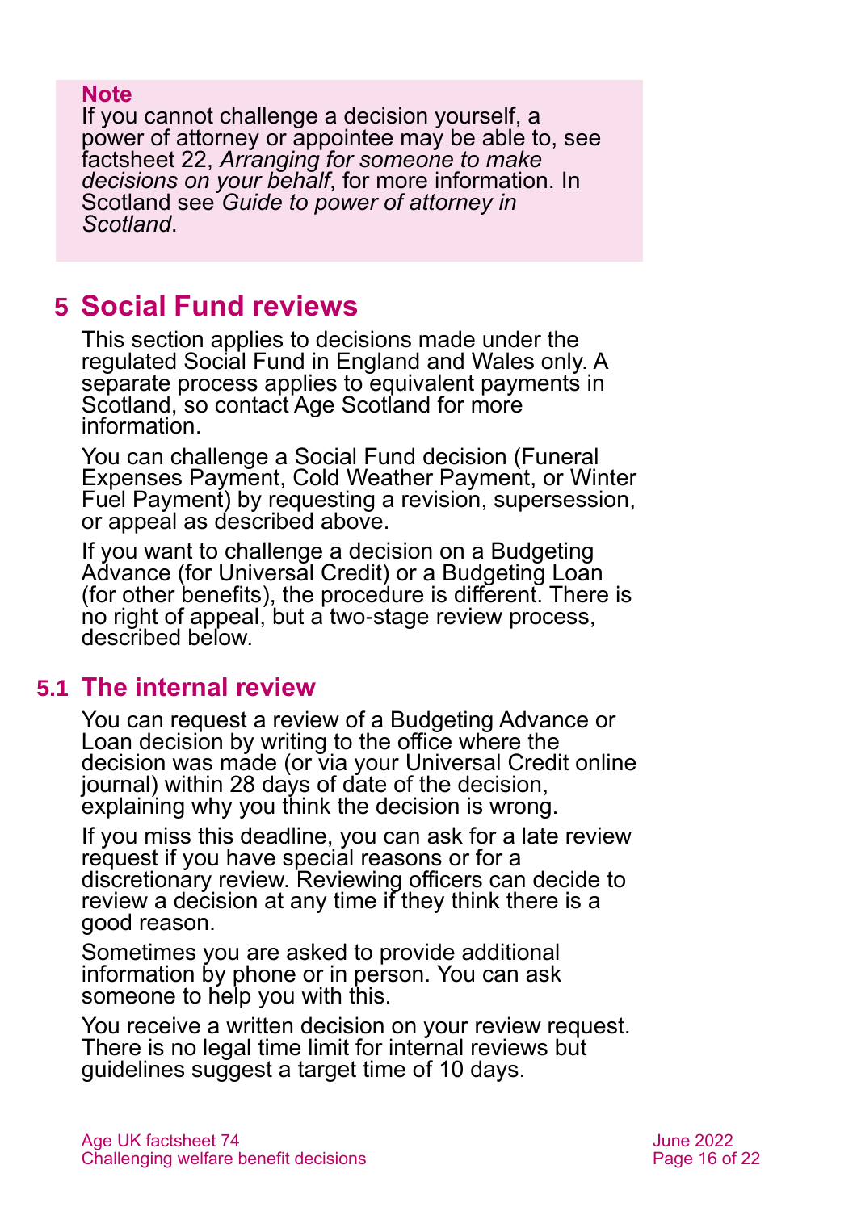**Note**

If you cannot challenge a decision yourself, a power of attorney or appointee may be able to, see factsheet 22, *Arranging for someone to make decisions on your behalf*, for more information. In Scotland see *Guide to power of attorney in Scotland*.

## 5 Social Fund reviews

This section applies to decisions made under the regulated Social Fund in England and Wales only. A separate process applies to equivalent payments in Scotland, so contact Age Scotland for more information.

You can challenge a Social Fund decision (Funeral Expenses Payment, Cold Weather Payment, or Winter Fuel Payment) by requesting a revision, supersession, or appeal as described above.

If you want to challenge a decision on a Budgeting Advance (for Universal Credit) or a Budgeting Loan (for other benefits), the procedure is different. There is no right of appeal, but a two-stage review process, described below.

### 5.1 The internal review

You can request a review of a Budgeting Advance or Loan decision by writing to the office where the decision was made (or via your Universal Credit online journal) within 28 days of date of the decision, explaining why you think the decision is wrong.

If you miss this deadline, you can ask for a late review request if you have special reasons or for a discretionary review. Reviewing officers can decide to review a decision at any time if they think there is a good reason.

Sometimes you are asked to provide additional information by phone or in person. You can ask someone to help you with this.

You receive a written decision on your review request. There is no legal time limit for internal reviews but guidelines suggest a target time of 10 days.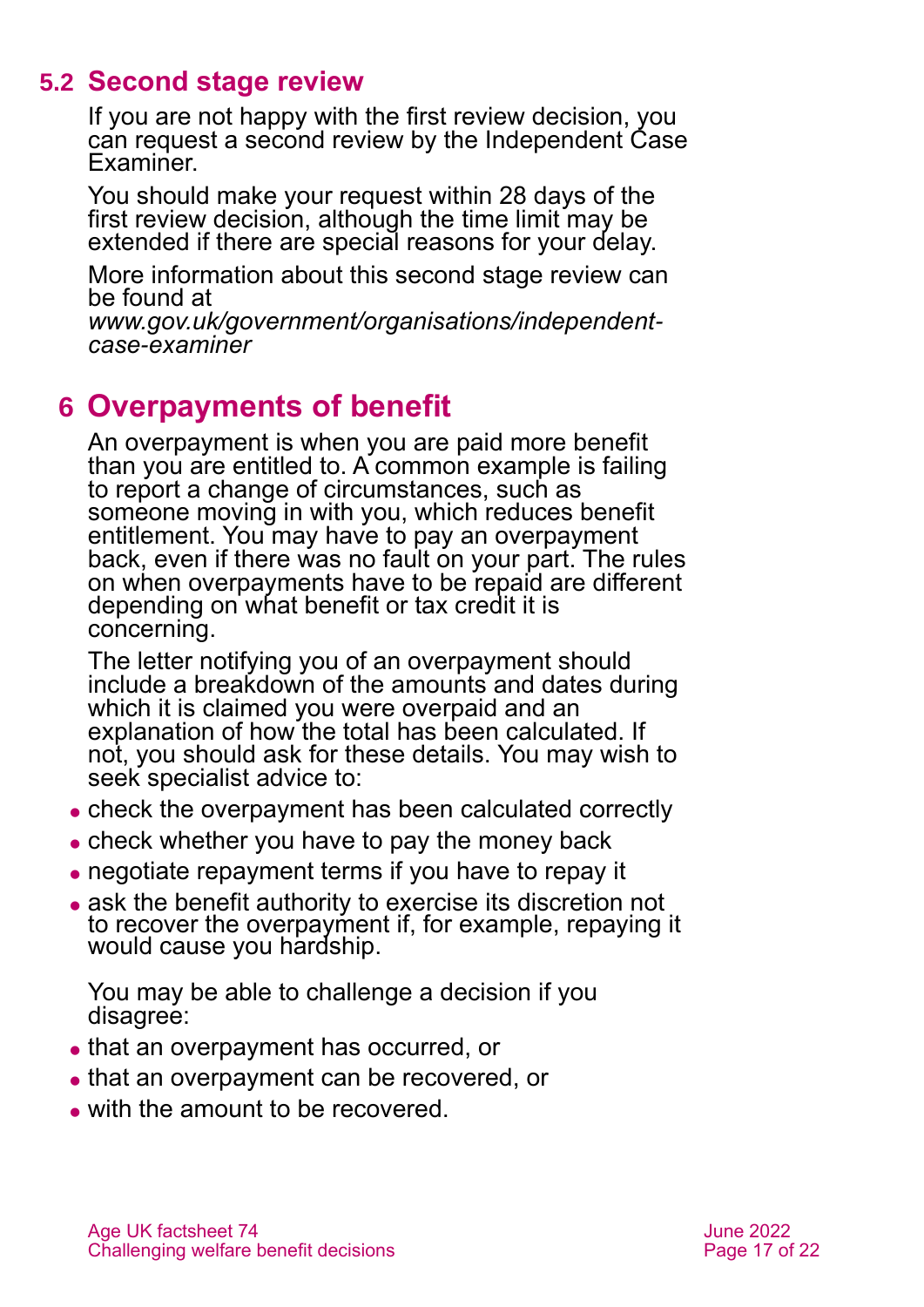## 5.2 Second stage review

If you are not happy with the first review decision, you can request a second review by the Independent Case Examiner.

You should make your request within 28 days of the first review decision, although the time limit may be extended if there are special reasons for your delay.

More information about this second stage review can be found at *www.gov.uk/government/organisations/independent-case-examiner*

# 6 Overpayments of benefit

An overpayment is when you are paid more benefit than you are entitled to. A common example is failing to report a change of circumstances, such as someone moving in with you, which reduces benefit entitlement. You may have to pay an overpayment back, even if there was no fault on your part. The rules on when overpayments have to be repaid are different depending on what benefit or tax credit it is concerning.

The letter notifying you of an overpayment should include a breakdown of the amounts and dates during which it is claimed you were overpaid and an explanation of how the total has been calculated. If not, you should ask for these details. You may wish to seek specialist advice to:

- check the overpayment has been calculated correctly
- check whether you have to pay the money back
- negotiate repayment terms if you have to repay it
- ask the benefit authority to exercise its discretion not to recover the overpayment if, for example, repaying it would cause you hardship.

You may be able to challenge a decision if you disagree:

- that an overpayment has occurred, or
- that an overpayment can be recovered, or
- with the amount to be recovered.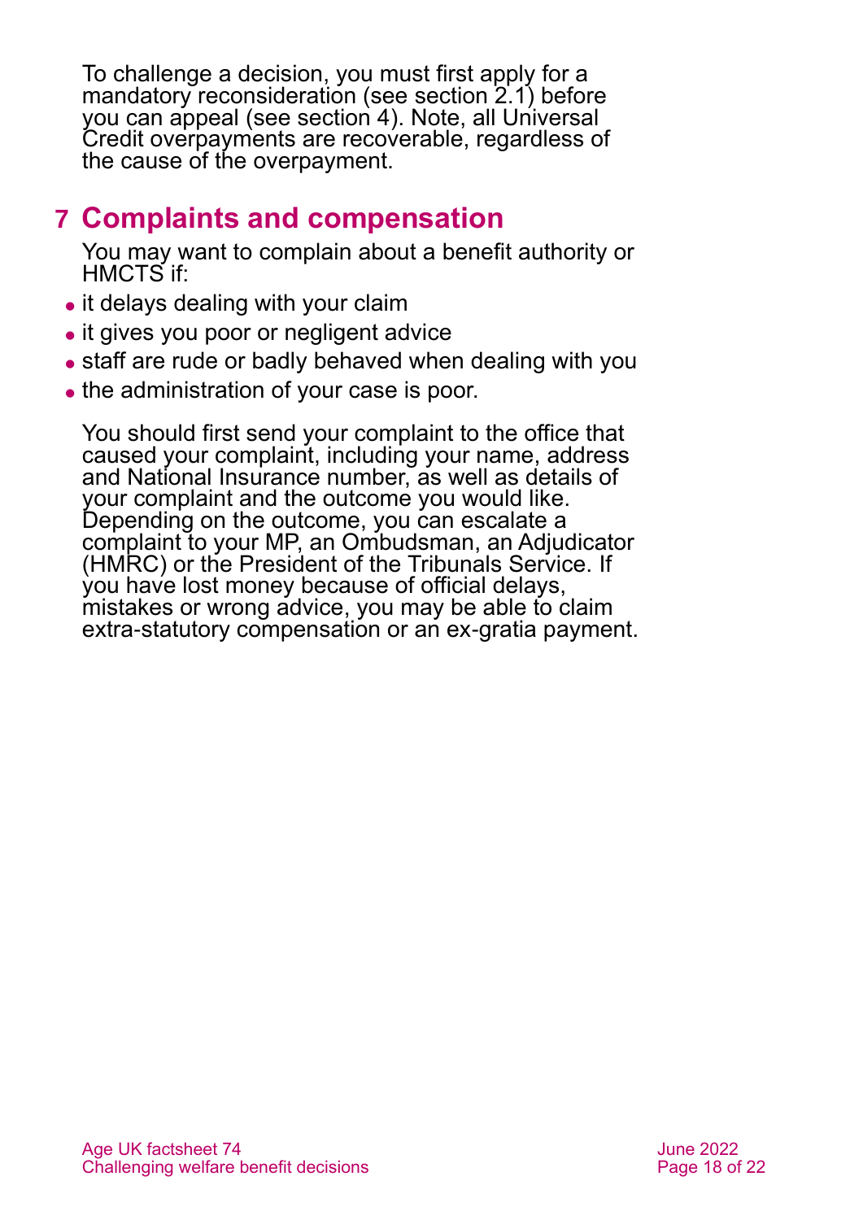To challenge a decision, you must first apply for a mandatory reconsideration (see section 2.1) before you can appeal (see section 4). Note, all Universal Credit overpayments are recoverable, regardless of the cause of the overpayment.

## 7 Complaints and compensation

You may want to complain about a benefit authority or HMCTS if:

- it delays dealing with your claim
- it gives you poor or negligent advice
- staff are rude or badly behaved when dealing with you
- the administration of your case is poor.

You should first send your complaint to the office that caused your complaint, including your name, address and National Insurance number, as well as details of your complaint and the outcome you would like. Depending on the outcome, you can escalate a complaint to your MP, an Ombudsman, an Adjudicator (HMRC) or the President of the Tribunals Service. If you have lost money because of official delays, mistakes or wrong advice, you may be able to claim extra-statutory compensation or an ex-gratia payment.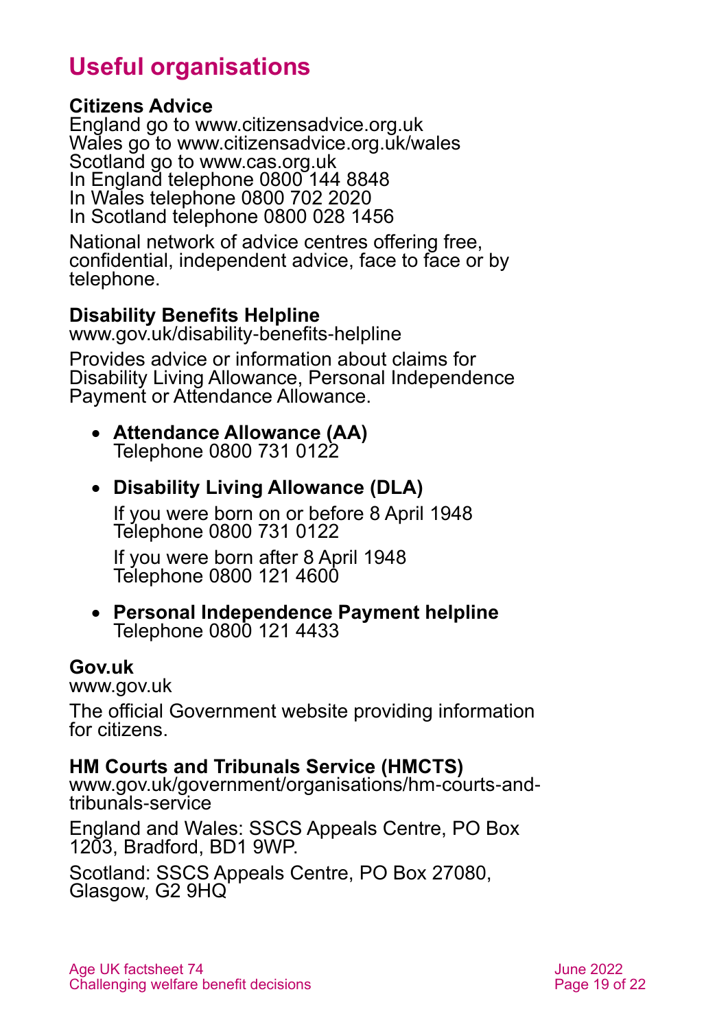## Useful organisations

**Citizens Advice**
England go to www.citizensadvice.org.uk
Wales go to www.citizensadvice.org.uk/wales
Scotland go to www.cas.org.uk
In England telephone 0800 144 8848
In Wales telephone 0800 702 2020
In Scotland telephone 0800 028 1456

National network of advice centres offering free, confidential, independent advice, face to face or by telephone.

**Disability Benefits Helpline**
www.gov.uk/disability-benefits-helpline

Provides advice or information about claims for Disability Living Allowance, Personal Independence Payment or Attendance Allowance.

- **Attendance Allowance (AA)**
  Telephone 0800 731 0122
- **Disability Living Allowance (DLA)**

  If you were born on or before 8 April 1948
  Telephone 0800 731 0122

  If you were born after 8 April 1948
  Telephone 0800 121 4600
- **Personal Independence Payment helpline**
  Telephone 0800 121 4433

**Gov.uk**
www.gov.uk

The official Government website providing information for citizens.

**HM Courts and Tribunals Service (HMCTS)**
www.gov.uk/government/organisations/hm-courts-and-tribunals-service

England and Wales: SSCS Appeals Centre, PO Box 1203, Bradford, BD1 9WP.

Scotland: SSCS Appeals Centre, PO Box 27080, Glasgow, G2 9HQ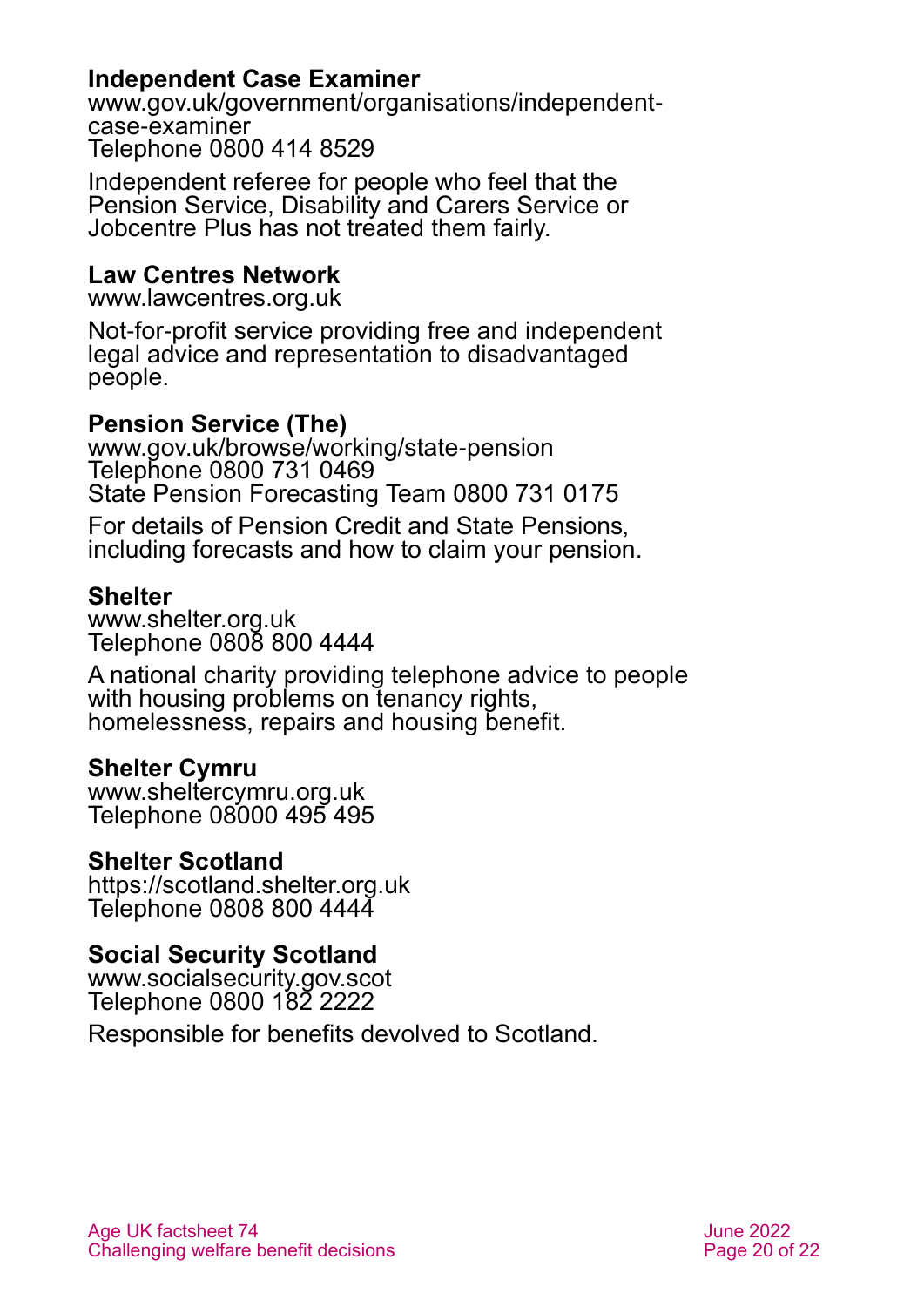### Independent Case Examiner

www.gov.uk/government/organisations/independent-case-examiner
Telephone 0800 414 8529

Independent referee for people who feel that the Pension Service, Disability and Carers Service or Jobcentre Plus has not treated them fairly.

### Law Centres Network

www.lawcentres.org.uk

Not-for-profit service providing free and independent legal advice and representation to disadvantaged people.

### Pension Service (The)

www.gov.uk/browse/working/state-pension
Telephone 0800 731 0469
State Pension Forecasting Team 0800 731 0175

For details of Pension Credit and State Pensions, including forecasts and how to claim your pension.

### Shelter

www.shelter.org.uk
Telephone 0808 800 4444

A national charity providing telephone advice to people with housing problems on tenancy rights, homelessness, repairs and housing benefit.

### Shelter Cymru

www.sheltercymru.org.uk
Telephone 08000 495 495

### Shelter Scotland

https://scotland.shelter.org.uk
Telephone 0808 800 4444

### Social Security Scotland

www.socialsecurity.gov.scot
Telephone 0800 182 2222

Responsible for benefits devolved to Scotland.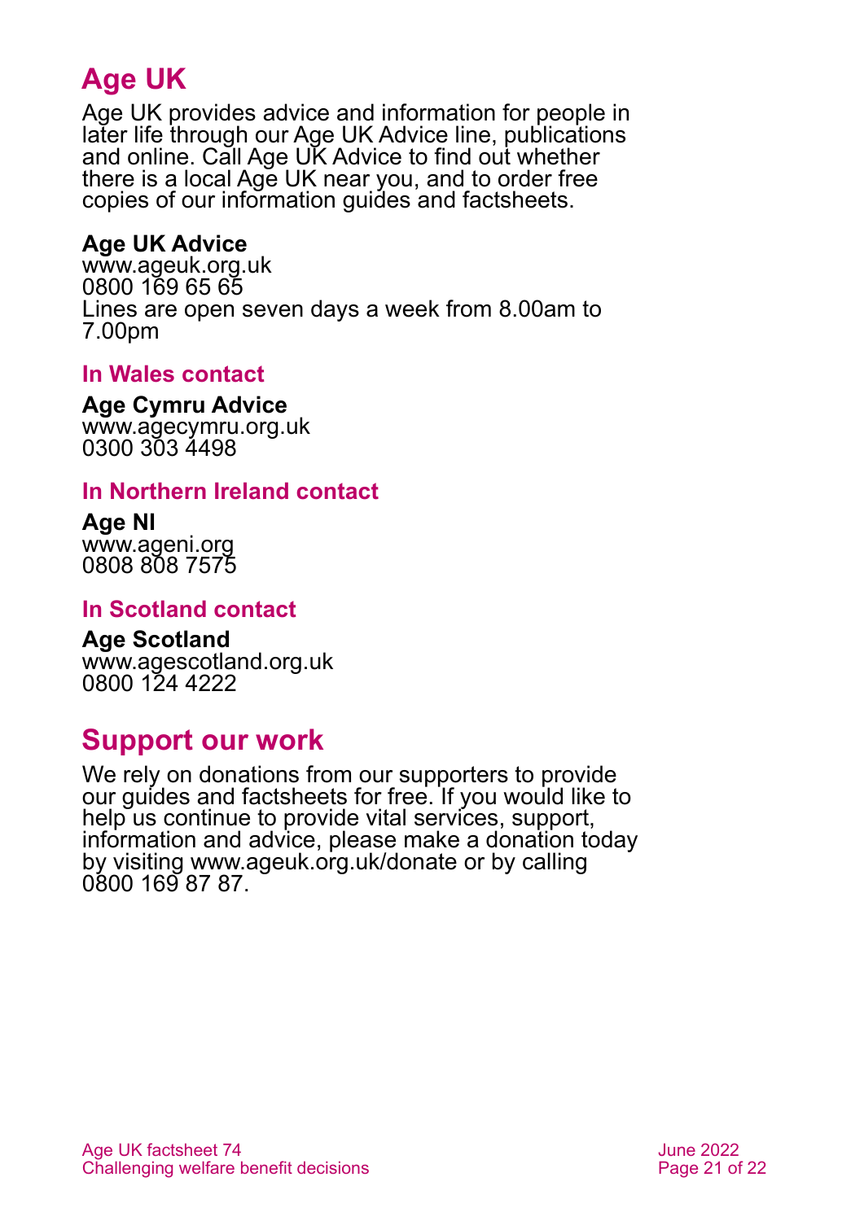## Age UK

Age UK provides advice and information for people in later life through our Age UK Advice line, publications and online. Call Age UK Advice to find out whether there is a local Age UK near you, and to order free copies of our information guides and factsheets.

**Age UK Advice**
www.ageuk.org.uk
0800 169 65 65
Lines are open seven days a week from 8.00am to 7.00pm

### In Wales contact

**Age Cymru Advice**
www.agecymru.org.uk
0300 303 4498

### In Northern Ireland contact

**Age NI**
www.ageni.org
0808 808 7575

### In Scotland contact

**Age Scotland**
www.agescotland.org.uk
0800 124 4222

## Support our work

We rely on donations from our supporters to provide our guides and factsheets for free. If you would like to help us continue to provide vital services, support, information and advice, please make a donation today by visiting www.ageuk.org.uk/donate or by calling 0800 169 87 87.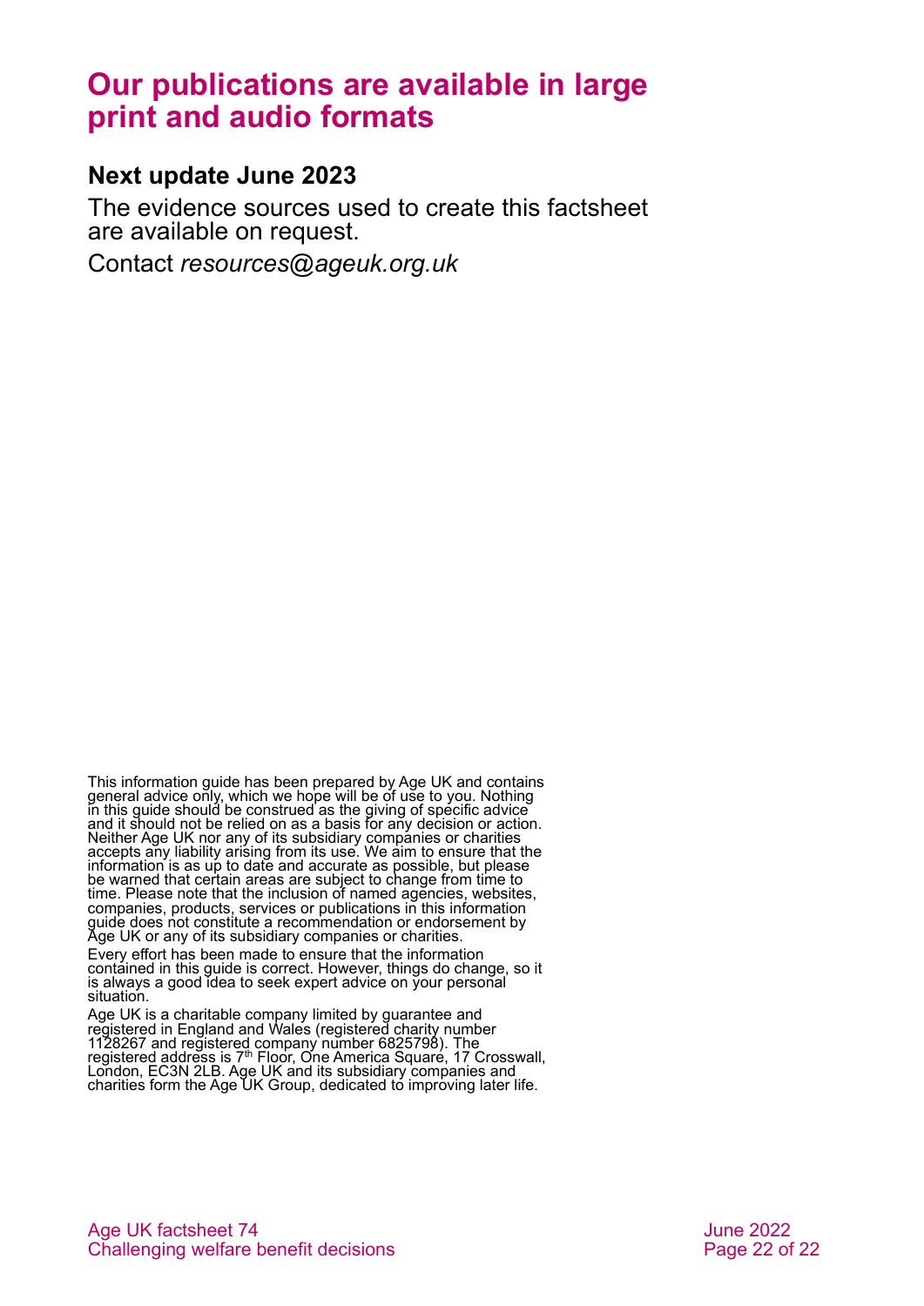# Our publications are available in large print and audio formats

## Next update June 2023

The evidence sources used to create this factsheet are available on request.

Contact *resources@ageuk.org.uk*

This information guide has been prepared by Age UK and contains general advice only, which we hope will be of use to you. Nothing in this guide should be construed as the giving of specific advice and it should not be relied on as a basis for any decision or action. Neither Age UK nor any of its subsidiary companies or charities accepts any liability arising from its use. We aim to ensure that the information is as up to date and accurate as possible, but please be warned that certain areas are subject to change from time to time. Please note that the inclusion of named agencies, websites, companies, products, services or publications in this information guide does not constitute a recommendation or endorsement by Age UK or any of its subsidiary companies or charities.

Every effort has been made to ensure that the information contained in this guide is correct. However, things do change, so it is always a good idea to seek expert advice on your personal situation.

Age UK is a charitable company limited by guarantee and registered in England and Wales (registered charity number 1128267 and registered company number 6825798). The registered address is 7th Floor, One America Square, 17 Crosswall, London, EC3N 2LB. Age UK and its subsidiary companies and charities form the Age UK Group, dedicated to improving later life.